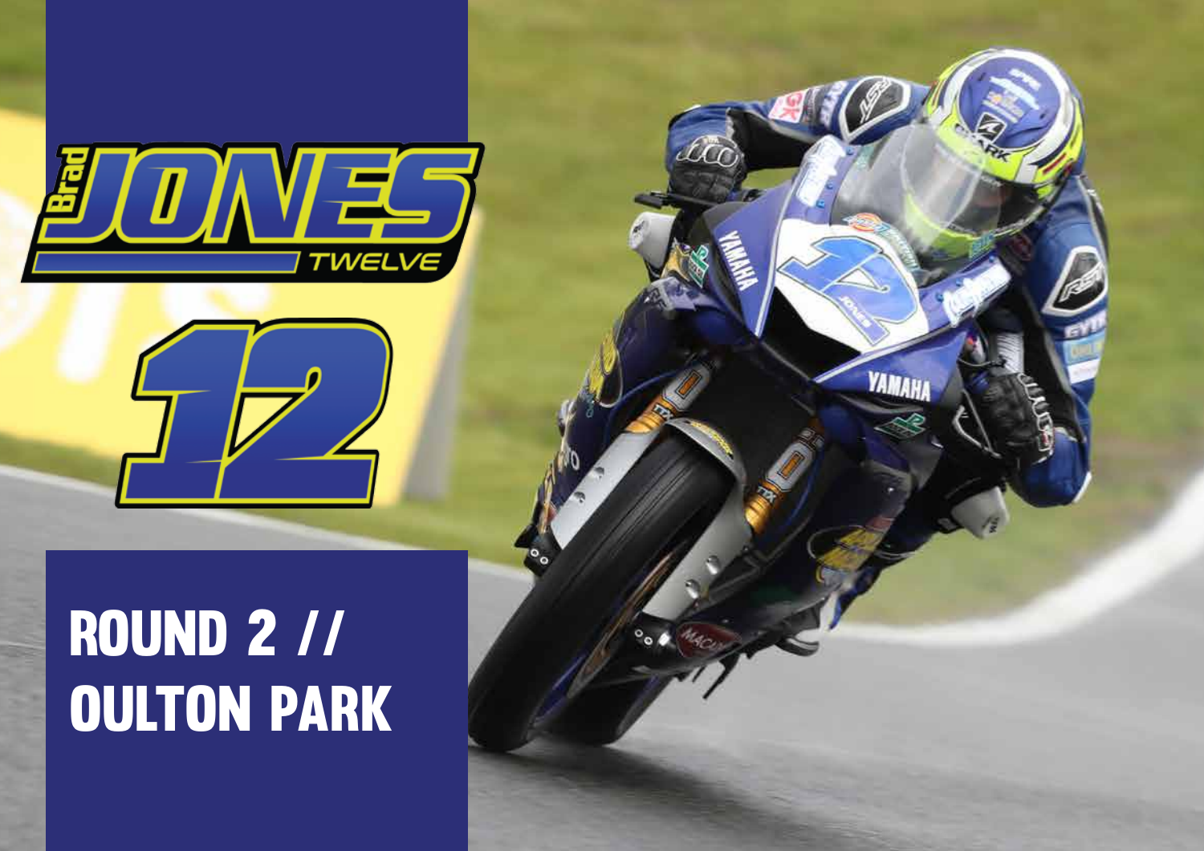# Brad JONES TWELVE

# 12

## ROUND 2 // OULTON PARK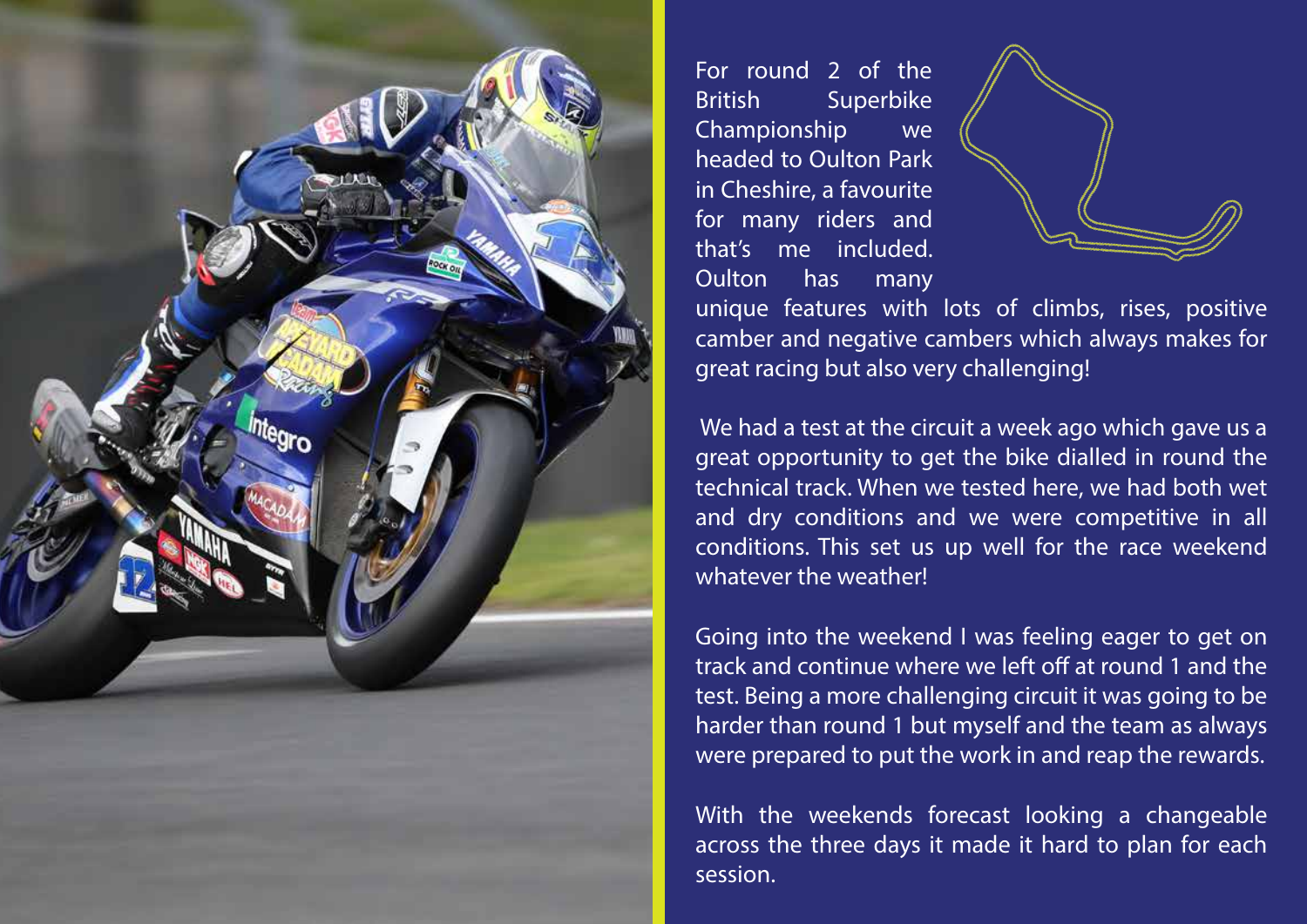For round 2 of the British Superbike Championship we headed to Oulton Park in Cheshire, a favourite for many riders and that's me included. Oulton has many unique features with lots of climbs, rises, positive camber and negative cambers which always makes for great racing but also very challenging!

We had a test at the circuit a week ago which gave us a great opportunity to get the bike dialled in round the technical track. When we tested here, we had both wet and dry conditions and we were competitive in all conditions. This set us up well for the race weekend whatever the weather!

Going into the weekend I was feeling eager to get on track and continue where we left off at round 1 and the test. Being a more challenging circuit it was going to be harder than round 1 but myself and the team as always were prepared to put the work in and reap the rewards.

With the weekends forecast looking a changeable across the three days it made it hard to plan for each session.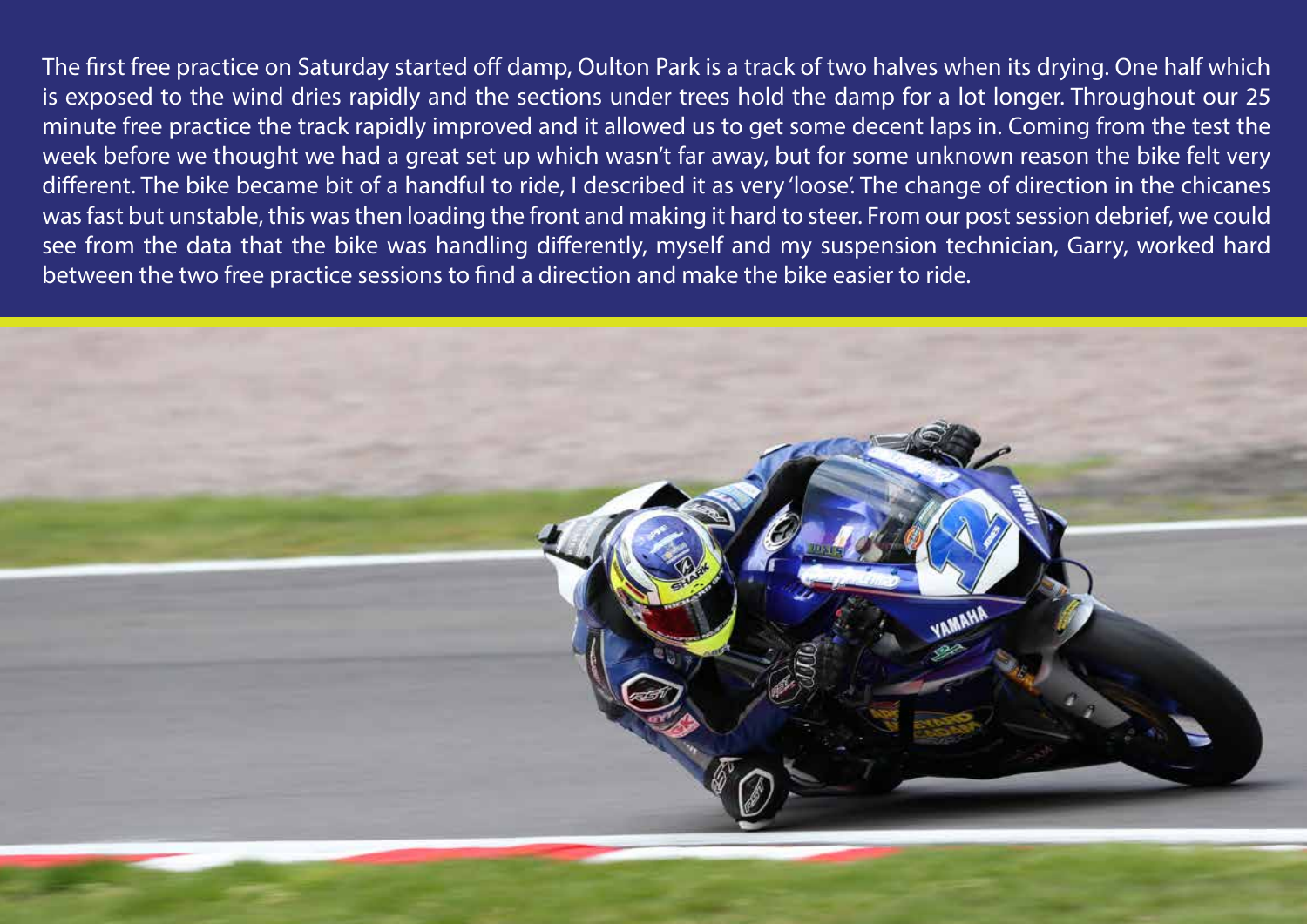The first free practice on Saturday started off damp, Oulton Park is a track of two halves when its drying. One half which is exposed to the wind dries rapidly and the sections under trees hold the damp for a lot longer. Throughout our 25 minute free practice the track rapidly improved and it allowed us to get some decent laps in. Coming from the test the week before we thought we had a great set up which wasn't far away, but for some unknown reason the bike felt very different. The bike became bit of a handful to ride, I described it as very 'loose'. The change of direction in the chicanes was fast but unstable, this was then loading the front and making it hard to steer. From our post session debrief, we could see from the data that the bike was handling differently, myself and my suspension technician, Garry, worked hard between the two free practice sessions to find a direction and make the bike easier to ride.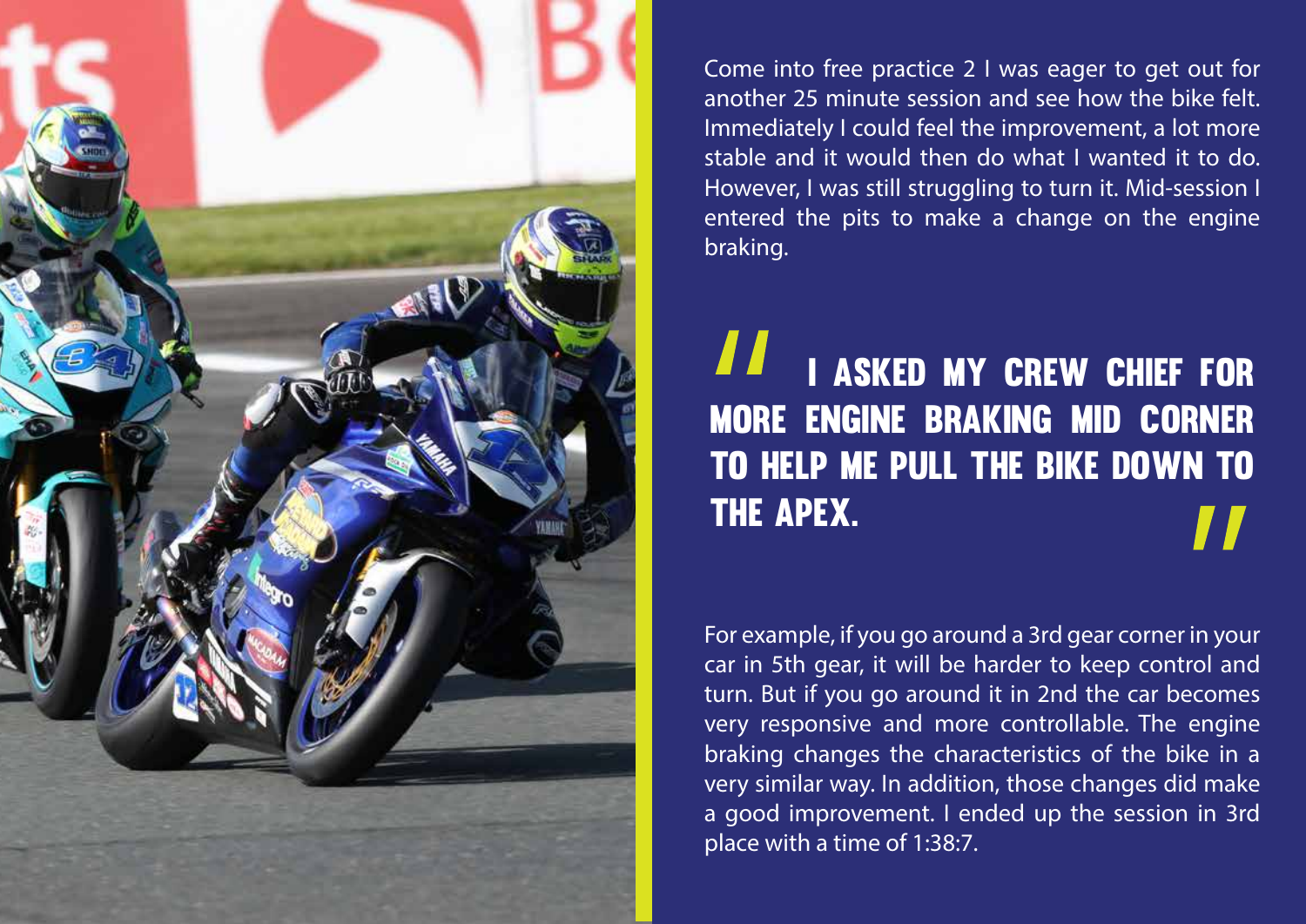Come into free practice 2 I was eager to get out for another 25 minute session and see how the bike felt. Immediately I could feel the improvement, a lot more stable and it would then do what I wanted it to do. However, I was still struggling to turn it. Mid-session I entered the pits to make a change on the engine braking.

> **"I ASKED MY CREW CHIEF FOR MORE ENGINE BRAKING MID CORNER TO HELP ME PULL THE BIKE DOWN TO THE APEX."**

For example, if you go around a 3rd gear corner in your car in 5th gear, it will be harder to keep control and turn. But if you go around it in 2nd the car becomes very responsive and more controllable. The engine braking changes the characteristics of the bike in a very similar way. In addition, those changes did make a good improvement. I ended up the session in 3rd place with a time of 1:38:7.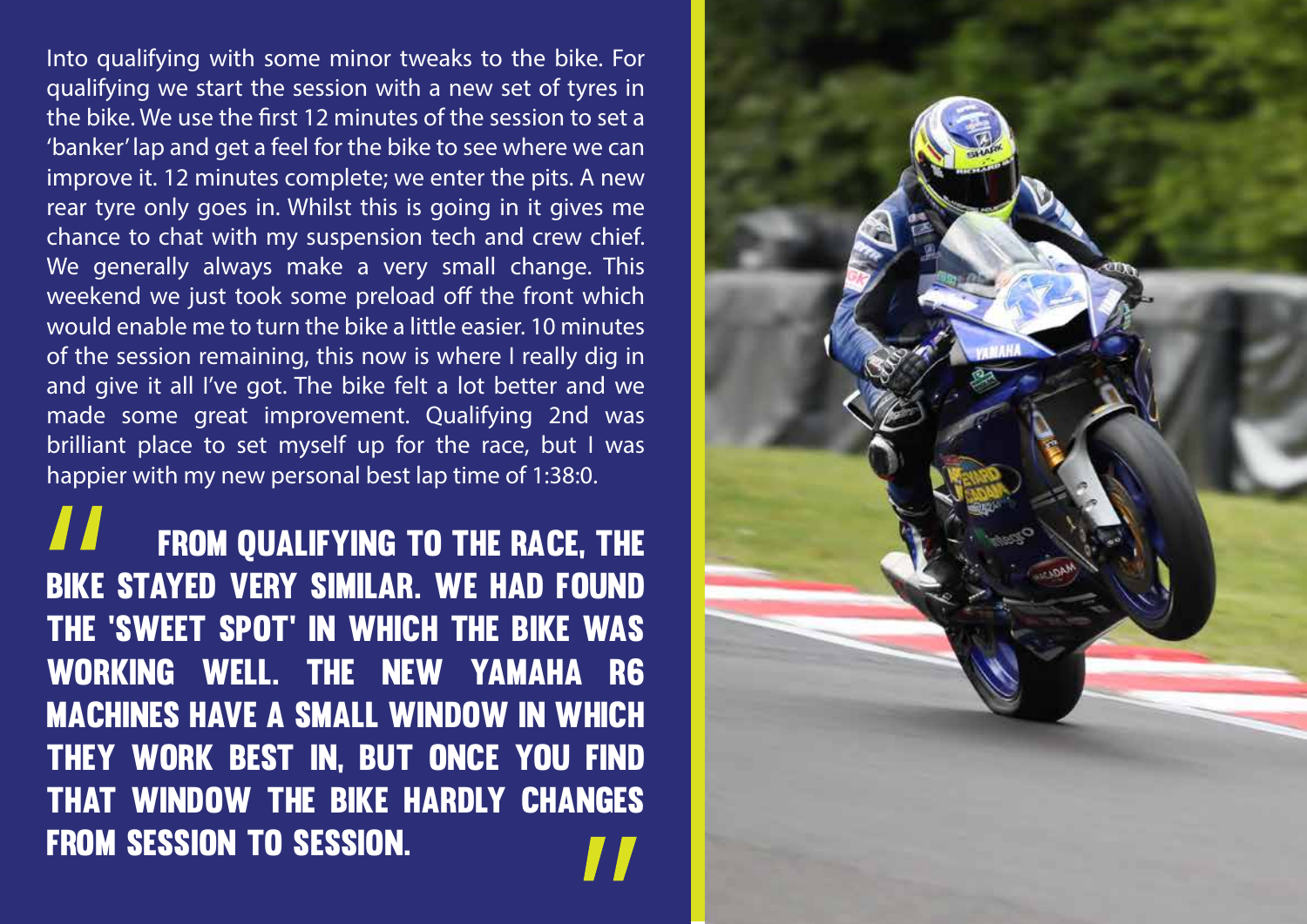Into qualifying with some minor tweaks to the bike. For qualifying we start the session with a new set of tyres in the bike. We use the first 12 minutes of the session to set a 'banker' lap and get a feel for the bike to see where we can improve it. 12 minutes complete; we enter the pits. A new rear tyre only goes in. Whilst this is going in it gives me chance to chat with my suspension tech and crew chief. We generally always make a very small change. This weekend we just took some preload off the front which would enable me to turn the bike a little easier. 10 minutes of the session remaining, this now is where I really dig in and give it all I've got. The bike felt a lot better and we made some great improvement. Qualifying 2nd was brilliant place to set myself up for the race, but I was happier with my new personal best lap time of 1:38:0.

> **"FROM QUALIFYING TO THE RACE, THE BIKE STAYED VERY SIMILAR. WE HAD FOUND THE 'SWEET SPOT' IN WHICH THE BIKE WAS WORKING WELL. THE NEW YAMAHA R6 MACHINES HAVE A SMALL WINDOW IN WHICH THEY WORK BEST IN, BUT ONCE YOU FIND THAT WINDOW THE BIKE HARDLY CHANGES FROM SESSION TO SESSION."**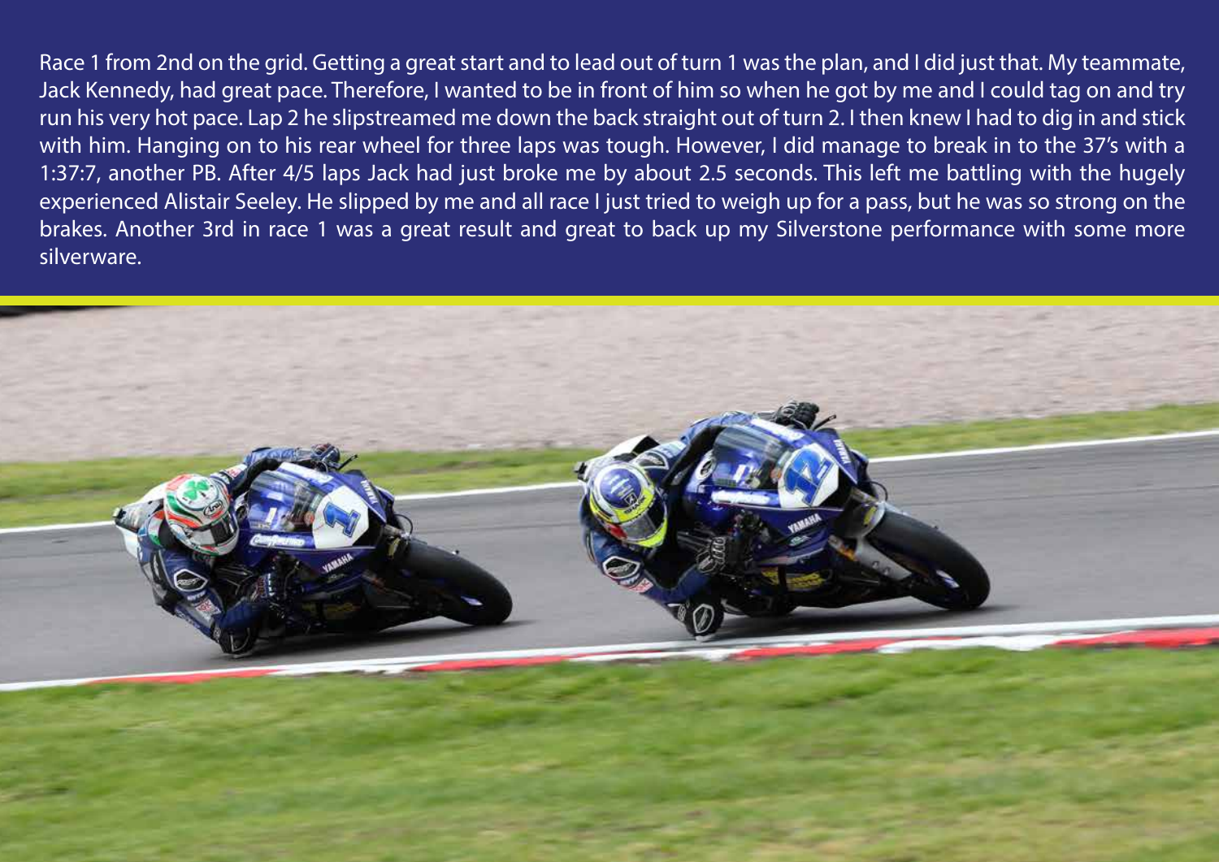Race 1 from 2nd on the grid. Getting a great start and to lead out of turn 1 was the plan, and I did just that. My teammate, Jack Kennedy, had great pace. Therefore, I wanted to be in front of him so when he got by me and I could tag on and try run his very hot pace. Lap 2 he slipstreamed me down the back straight out of turn 2. I then knew I had to dig in and stick with him. Hanging on to his rear wheel for three laps was tough. However, I did manage to break in to the 37's with a 1:37:7, another PB. After 4/5 laps Jack had just broke me by about 2.5 seconds. This left me battling with the hugely experienced Alistair Seeley. He slipped by me and all race I just tried to weigh up for a pass, but he was so strong on the brakes. Another 3rd in race 1 was a great result and great to back up my Silverstone performance with some more silverware.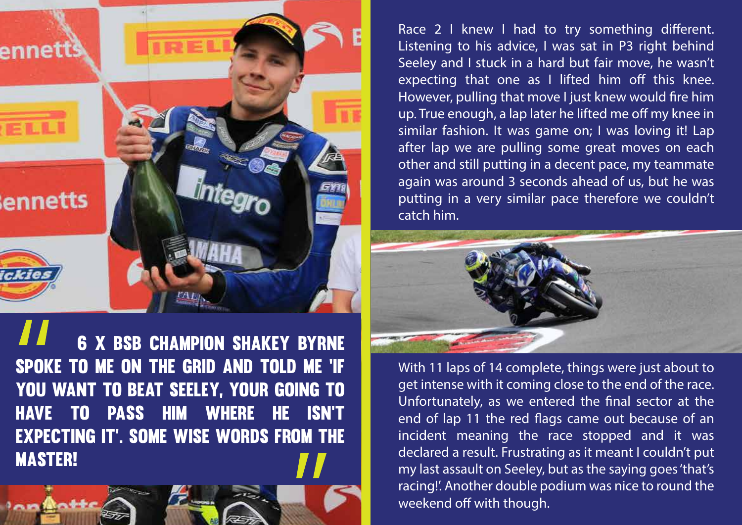> "6 X BSB CHAMPION SHAKEY BYRNE SPOKE TO ME ON THE GRID AND TOLD ME 'IF YOU WANT TO BEAT SEELEY, YOUR GOING TO HAVE TO PASS HIM WHERE HE ISN'T EXPECTING IT'. SOME WISE WORDS FROM THE MASTER!"

Race 2 I knew I had to try something different. Listening to his advice, I was sat in P3 right behind Seeley and I stuck in a hard but fair move, he wasn't expecting that one as I lifted him off this knee. However, pulling that move I just knew would fire him up. True enough, a lap later he lifted me off my knee in similar fashion. It was game on; I was loving it! Lap after lap we are pulling some great moves on each other and still putting in a decent pace, my teammate again was around 3 seconds ahead of us, but he was putting in a very similar pace therefore we couldn't catch him.

With 11 laps of 14 complete, things were just about to get intense with it coming close to the end of the race. Unfortunately, as we entered the final sector at the end of lap 11 the red flags came out because of an incident meaning the race stopped and it was declared a result. Frustrating as it meant I couldn't put my last assault on Seeley, but as the saying goes 'that's racing!'. Another double podium was nice to round the weekend off with though.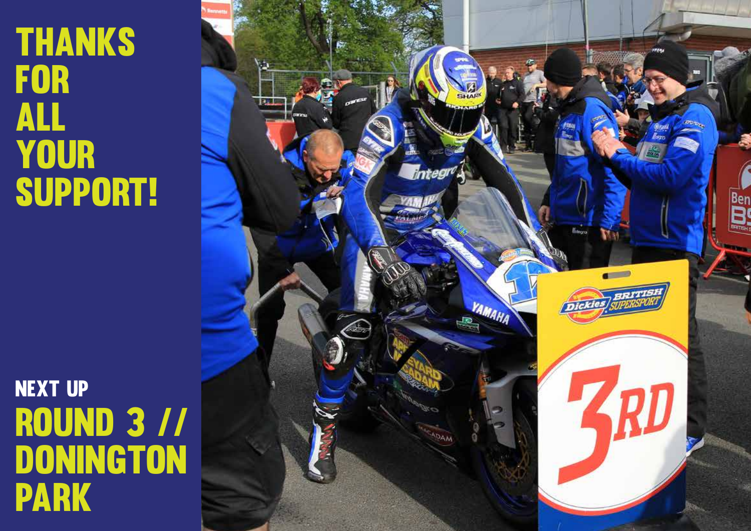# THANKS FOR ALL YOUR SUPPORT!

## NEXT UP

# ROUND 3 // DONINGTON PARK